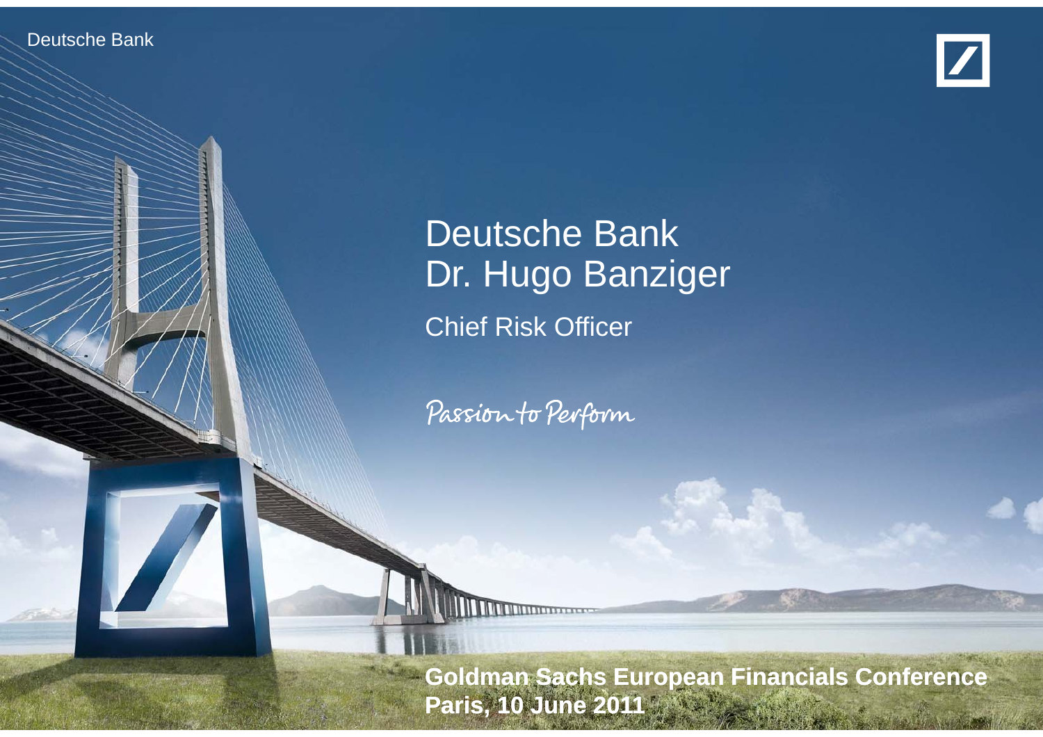Deutsche Bank

# Deutsche Bank
# Dr. Hugo Banziger

## Chief Risk Officer

*Passion to Perform*

**Goldman Sachs European Financials Conference**
**Paris, 10 June 2011**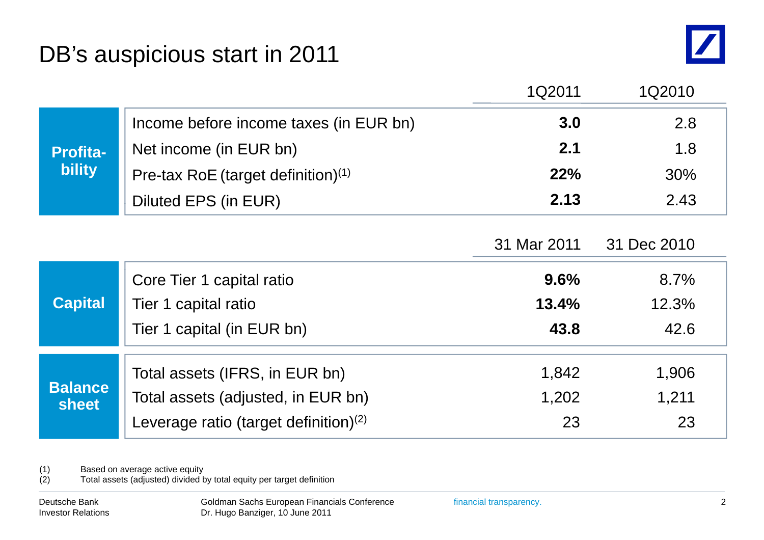# DB's auspicious start in 2011

| | | 1Q2011 | 1Q2010 |
|---|---|---|---|
| **Profitability** | Income before income taxes (in EUR bn) | **3.0** | 2.8 |
| | Net income (in EUR bn) | **2.1** | 1.8 |
| | Pre-tax RoE (target definition)[1] | **22%** | 30% |
| | Diluted EPS (in EUR) | **2.13** | 2.43 |
| | | **31 Mar 2011** | **31 Dec 2010** |
| **Capital** | Core Tier 1 capital ratio | **9.6%** | 8.7% |
| | Tier 1 capital ratio | **13.4%** | 12.3% |
| | Tier 1 capital (in EUR bn) | **43.8** | 42.6 |
| **Balance sheet** | Total assets (IFRS, in EUR bn) | 1,842 | 1,906 |
| | Total assets (adjusted, in EUR bn) | 1,202 | 1,211 |
| | Leverage ratio (target definition)[2] | 23 | 23 |

(1) Based on average active equity
(2) Total assets (adjusted) divided by total equity per target definition

Deutsche Bank Investor Relations — Goldman Sachs European Financials Conference, Dr. Hugo Banziger, 10 June 2011 — financial transparency.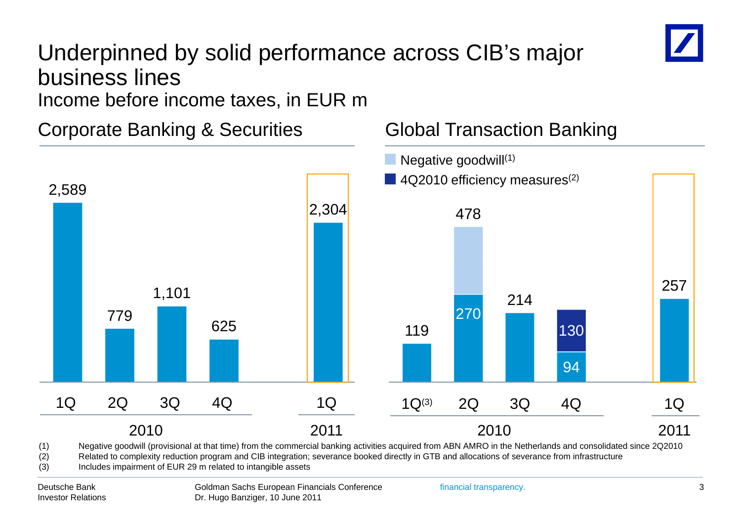# Underpinned by solid performance across CIB's major business lines

Income before income taxes, in EUR m

## Corporate Banking & Securities

| | 1Q 2010 | 2Q 2010 | 3Q 2010 | 4Q 2010 | 1Q 2011 |
|---|---|---|---|---|---|
| Income before income taxes | 2,589 | 779 | 1,101 | 625 | 2,304 |

## Global Transaction Banking

| | 1Q 2010[3] | 2Q 2010 | 3Q 2010 | 4Q 2010 | 1Q 2011 |
|---|---|---|---|---|---|
| Income before income taxes | 119 | 270 | 214 | 94 | 257 |
| Negative goodwill[1] | | 208 | | | |
| 4Q2010 efficiency measures[2] | | | | 130 | |
| Total | 119 | 478 | 214 | | 257 |

(1) Negative goodwill (provisional at that time) from the commercial banking activities acquired from ABN AMRO in the Netherlands and consolidated since 2Q2010

(2) Related to complexity reduction program and CIB integration; severance booked directly in GTB and allocations of severance from infrastructure

(3) Includes impairment of EUR 29 m related to intangible assets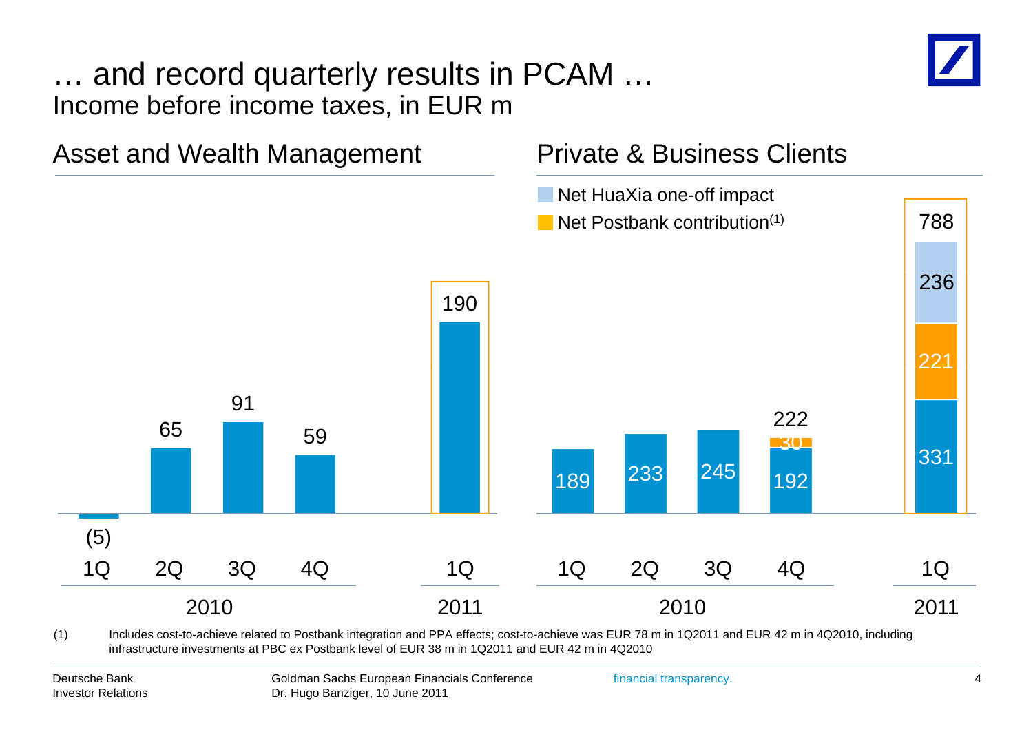# … and record quarterly results in PCAM …

Income before income taxes, in EUR m

## Asset and Wealth Management

| | 1Q 2010 | 2Q 2010 | 3Q 2010 | 4Q 2010 | 1Q 2011 |
|---|---|---|---|---|---|
| Income before income taxes | (5) | 65 | 91 | 59 | 190 |

## Private & Business Clients

| | 1Q 2010 | 2Q 2010 | 3Q 2010 | 4Q 2010 | 1Q 2011 |
|---|---|---|---|---|---|
| PBC | 189 | 233 | 245 | 192 | 331 |
| Net Postbank contribution(1) | | | | 30 | 221 |
| Net HuaXia one-off impact | | | | | 236 |
| Total | 189 | 233 | 245 | 222 | 788 |

(1) Includes cost-to-achieve related to Postbank integration and PPA effects; cost-to-achieve was EUR 78 m in 1Q2011 and EUR 42 m in 4Q2010, including infrastructure investments at PBC ex Postbank level of EUR 38 m in 1Q2011 and EUR 42 m in 4Q2010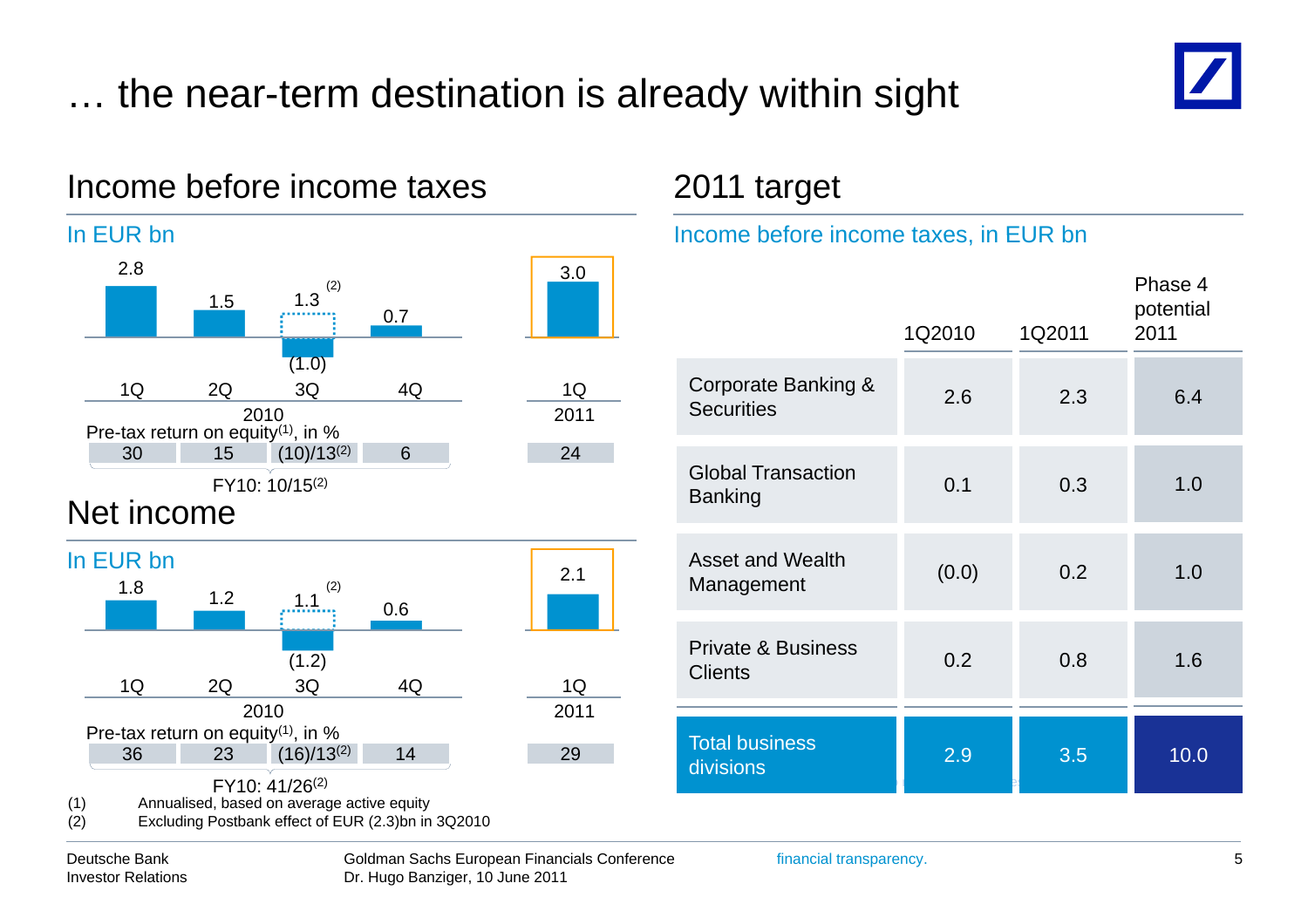# … the near-term destination is already within sight

## Income before income taxes

In EUR bn

| | 1Q 2010 | 2Q 2010 | 3Q 2010 | 4Q 2010 | 1Q 2011 |
|---|---|---|---|---|---|
| Income before income taxes | 2.8 | 1.5 | (1.0) / 1.3[2] | 0.7 | 3.0 |
| Pre-tax return on equity[1], in % | 30 | 15 | (10)/13[2] | 6 | 24 |

FY10: 10/15[2]

## Net income

In EUR bn

| | 1Q 2010 | 2Q 2010 | 3Q 2010 | 4Q 2010 | 1Q 2011 |
|---|---|---|---|---|---|
| Net income | 1.8 | 1.2 | (1.2) / 1.1[2] | 0.6 | 2.1 |
| Pre-tax return on equity[1], in % | 36 | 23 | (16)/13[2] | 14 | 29 |

FY10: 41/26[2]

(1) Annualised, based on average active equity

(2) Excluding Postbank effect of EUR (2.3)bn in 3Q2010

## 2011 target

Income before income taxes, in EUR bn

| | 1Q2010 | 1Q2011 | Phase 4 potential 2011 |
|---|---|---|---|
| Corporate Banking & Securities | 2.6 | 2.3 | 6.4 |
| Global Transaction Banking | 0.1 | 0.3 | 1.0 |
| Asset and Wealth Management | (0.0) | 0.2 | 1.0 |
| Private & Business Clients | 0.2 | 0.8 | 1.6 |
| Total business divisions | 2.9 | 3.5 | 10.0 |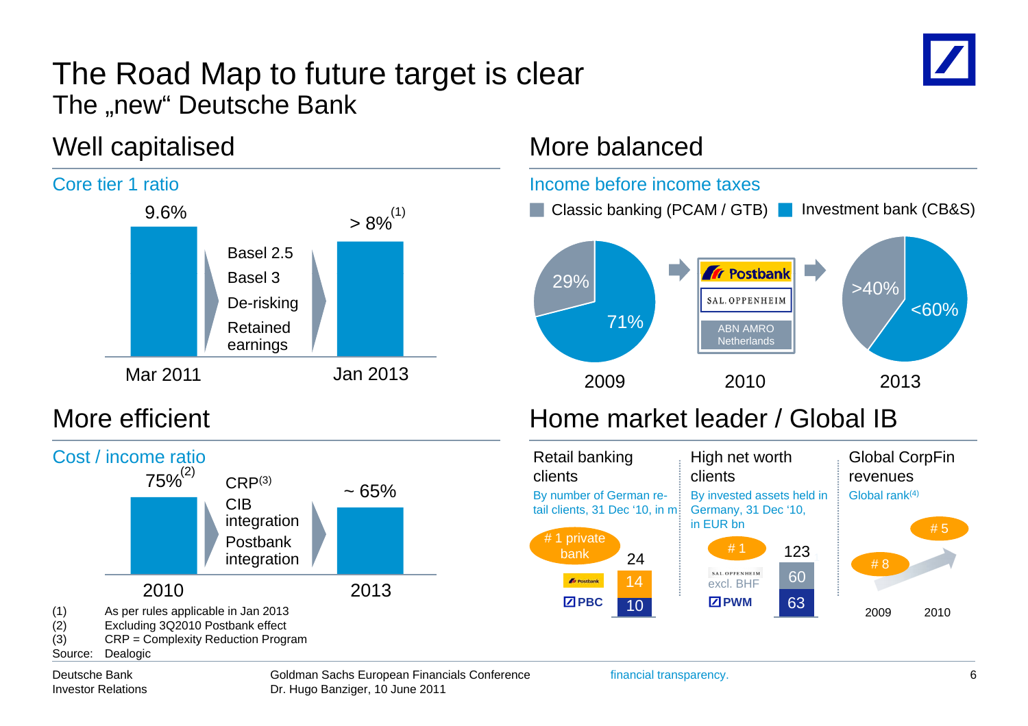# The Road Map to future target is clear

## The „new" Deutsche Bank

### Well capitalised

**Core tier 1 ratio**

| Mar 2011 | | Jan 2013 |
|---|---|---|
| 9.6% | Basel 2.5, Basel 3, De-risking, Retained earnings | > 8%(1) |

### More balanced

**Income before income taxes**

Classic banking (PCAM / GTB) | Investment bank (CB&S)

| | 2009 | 2010 | 2013 |
|---|---|---|---|
| Classic banking (PCAM / GTB) | 29% | Postbank, SAL. OPPENHEIM, ABN AMRO Netherlands | >40% |
| Investment bank (CB&S) | 71% | | <60% |

### More efficient

**Cost / income ratio**

| 2010 | | 2013 |
|---|---|---|
| 75%(2) | CRP(3), CIB integration, Postbank integration | ~ 65% |

### Home market leader / Global IB

**Retail banking clients**

By number of German retail clients, 31 Dec '10, in m

# 1 private bank

| | |
|---|---|
| Postbank | 14 |
| PBC | 10 |
| Total | 24 |

**High net worth clients**

By invested assets held in Germany, 31 Dec '10, in EUR bn

# 1

| | |
|---|---|
| SAL. OPPENHEIM excl. BHF | 60 |
| PWM | 63 |
| Total | 123 |

**Global CorpFin revenues**

Global rank(4)

| 2009 | 2010 |
|---|---|
| # 8 | # 5 |

(1) As per rules applicable in Jan 2013
(2) Excluding 3Q2010 Postbank effect
(3) CRP = Complexity Reduction Program
Source: Dealogic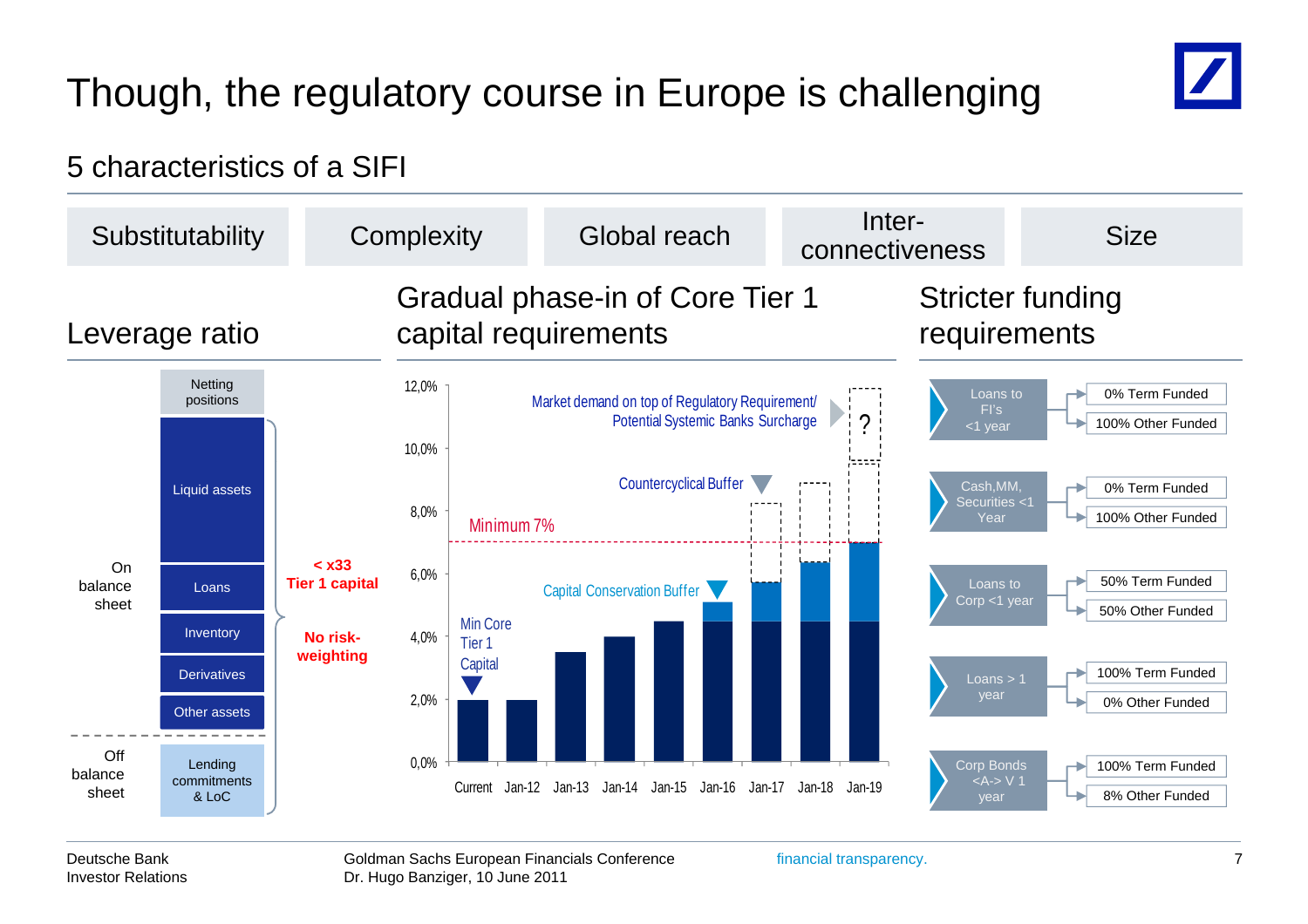# Though, the regulatory course in Europe is challenging

## 5 characteristics of a SIFI

| Substitutability | Complexity | Global reach | Inter-connectiveness | Size |
|---|---|---|---|---|

### Leverage ratio

| | | |
|---|---|---|
| | Netting positions | |
| On balance sheet | Liquid assets | < x33 Tier 1 capital |
| | Loans | |
| | Inventory | No risk-weighting |
| | Derivatives | |
| | Other assets | |
| Off balance sheet | Lending commitments & LoC | |

### Gradual phase-in of Core Tier 1 capital requirements

| | Current | Jan-12 | Jan-13 | Jan-14 | Jan-15 | Jan-16 | Jan-17 | Jan-18 | Jan-19 |
|---|---|---|---|---|---|---|---|---|---|
| Min Core Tier 1 Capital | 2,0% | 2,0% | 3,5% | 4,0% | 4,5% | 4,5% | 4,5% | 4,5% | 4,5% |
| Capital Conservation Buffer | | | | | | ✓ | ✓ | ✓ | ✓ |
| Countercyclical Buffer | | | | | | | ✓ | ✓ | ✓ |
| Market demand on top of Regulatory Requirement/ Potential Systemic Banks Surcharge | | | | | | | | | ? |

Minimum 7%

### Stricter funding requirements

| Asset | Term Funded | Other Funded |
|---|---|---|
| Loans to FI's <1 year | 0% Term Funded | 100% Other Funded |
| Cash, MM, Securities <1 Year | 0% Term Funded | 100% Other Funded |
| Loans to Corp <1 year | 50% Term Funded | 50% Other Funded |
| Loans > 1 year | 100% Term Funded | 0% Other Funded |
| Corp Bonds <A-> V 1 year | 100% Term Funded | 8% Other Funded |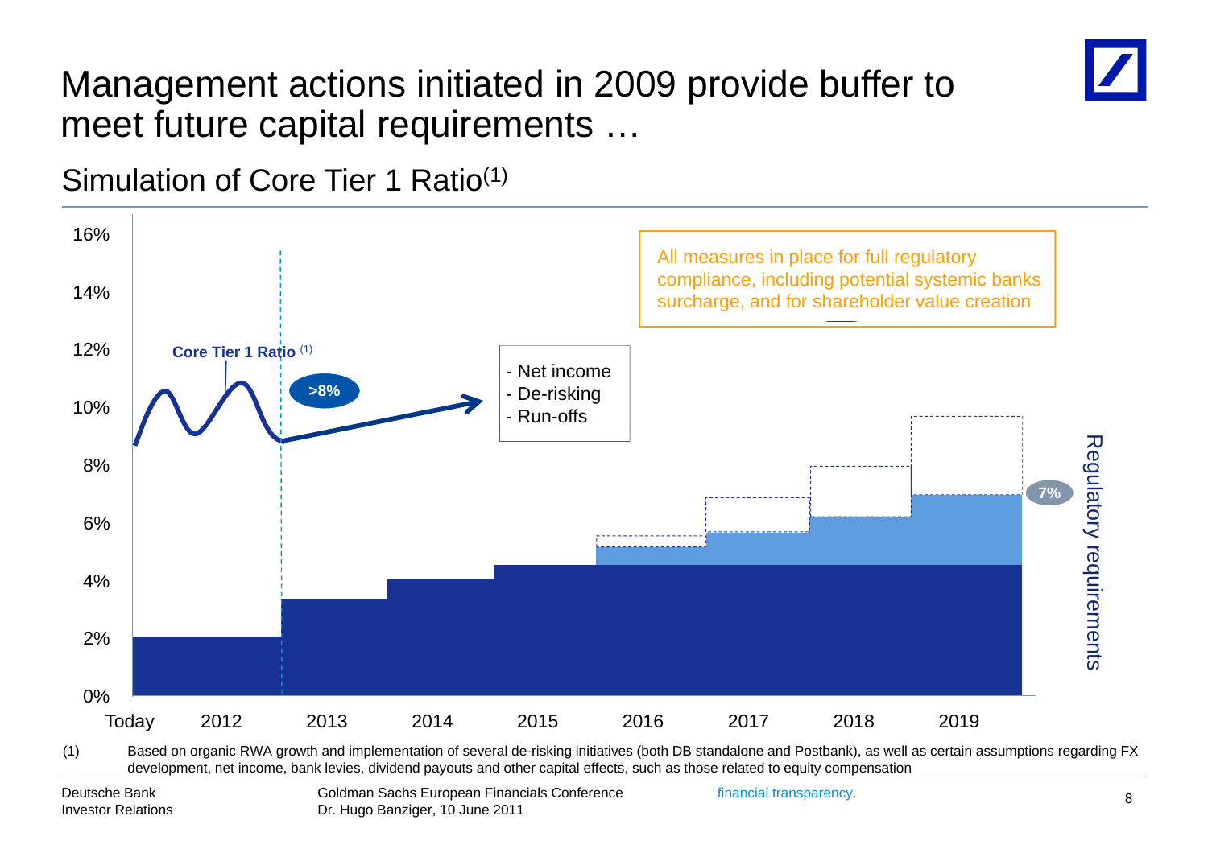# Management actions initiated in 2009 provide buffer to meet future capital requirements …

## Simulation of Core Tier 1 Ratio(1)

Core Tier 1 Ratio (1)

>8%

- Net income
- De-risking
- Run-offs

All measures in place for full regulatory compliance, including potential systemic banks surcharge, and for shareholder value creation

7%

Regulatory requirements

16%
14%
12%
10%
8%
6%
4%
2%
0%

Today 2012 2013 2014 2015 2016 2017 2018 2019

(1) Based on organic RWA growth and implementation of several de-risking initiatives (both DB standalone and Postbank), as well as certain assumptions regarding FX development, net income, bank levies, dividend payouts and other capital effects, such as those related to equity compensation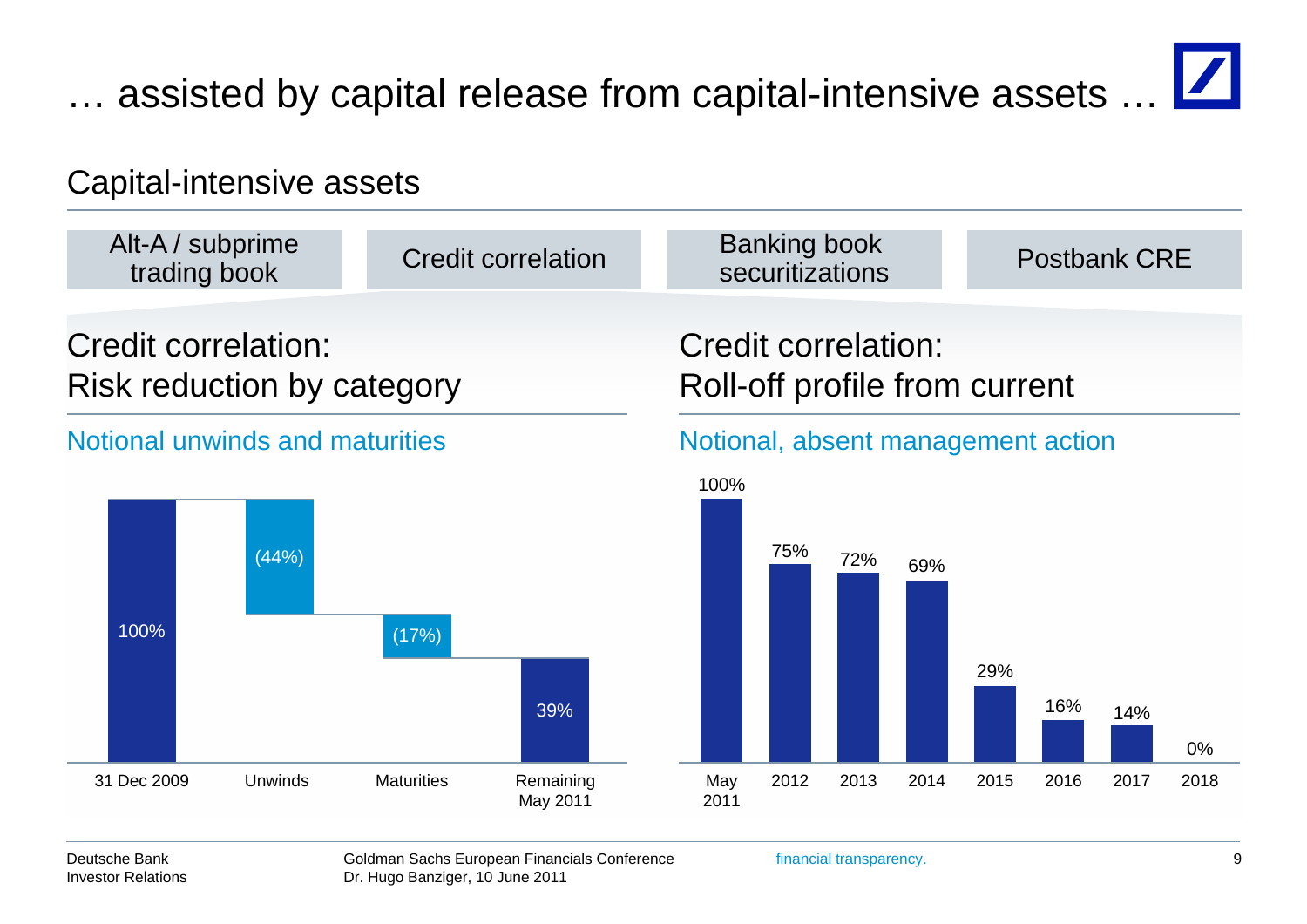# … assisted by capital release from capital-intensive assets …

## Capital-intensive assets

| Alt-A / subprime trading book | Credit correlation | Banking book securitizations | Postbank CRE |
|---|---|---|---|

### Credit correlation: Risk reduction by category

Notional unwinds and maturities

| 31 Dec 2009 | Unwinds | Maturities | Remaining May 2011 |
|---|---|---|---|
| 100% | (44%) | (17%) | 39% |

### Credit correlation: Roll-off profile from current

Notional, absent management action

| May 2011 | 2012 | 2013 | 2014 | 2015 | 2016 | 2017 | 2018 |
|---|---|---|---|---|---|---|---|
| 100% | 75% | 72% | 69% | 29% | 16% | 14% | 0% |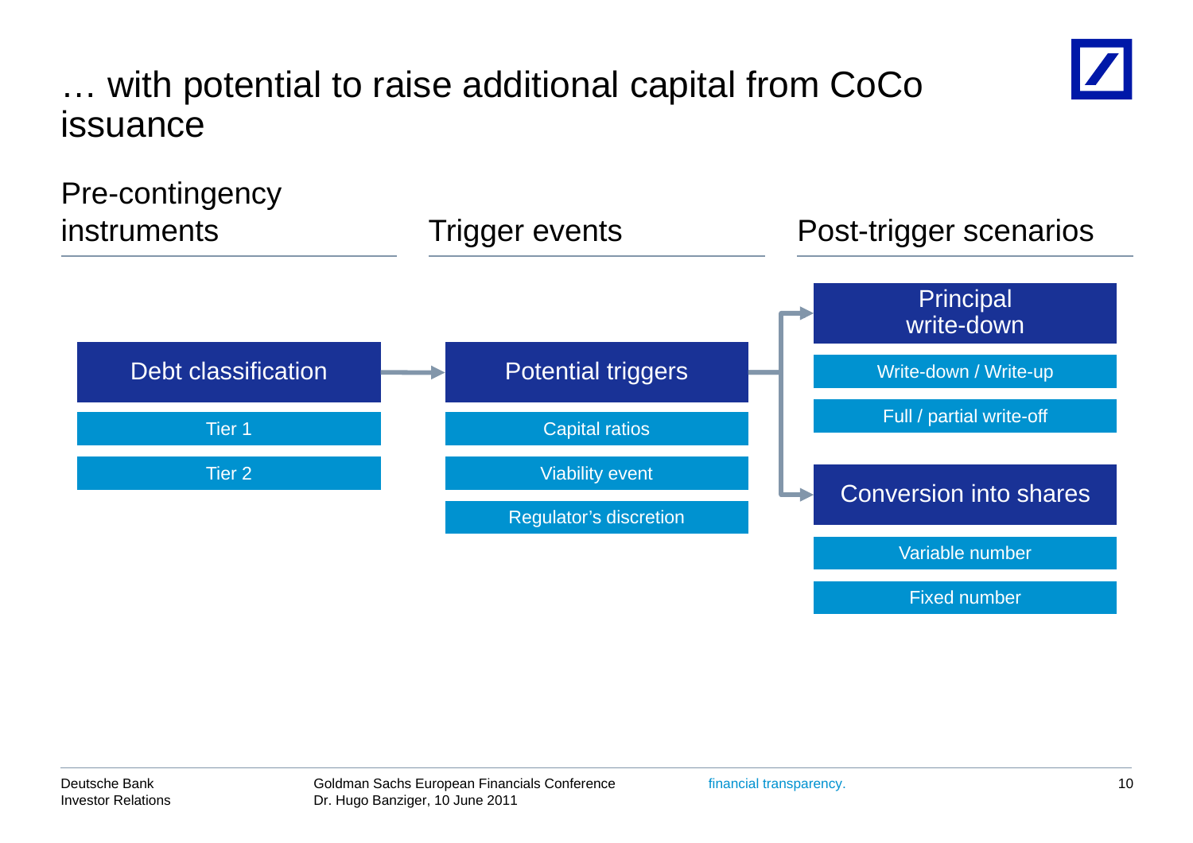# … with potential to raise additional capital from CoCo issuance

## Pre-contingency instruments

**Debt classification**

- Tier 1
- Tier 2

## Trigger events

**Potential triggers**

- Capital ratios
- Viability event
- Regulator's discretion

## Post-trigger scenarios

**Principal write-down**

- Write-down / Write-up
- Full / partial write-off

**Conversion into shares**

- Variable number
- Fixed number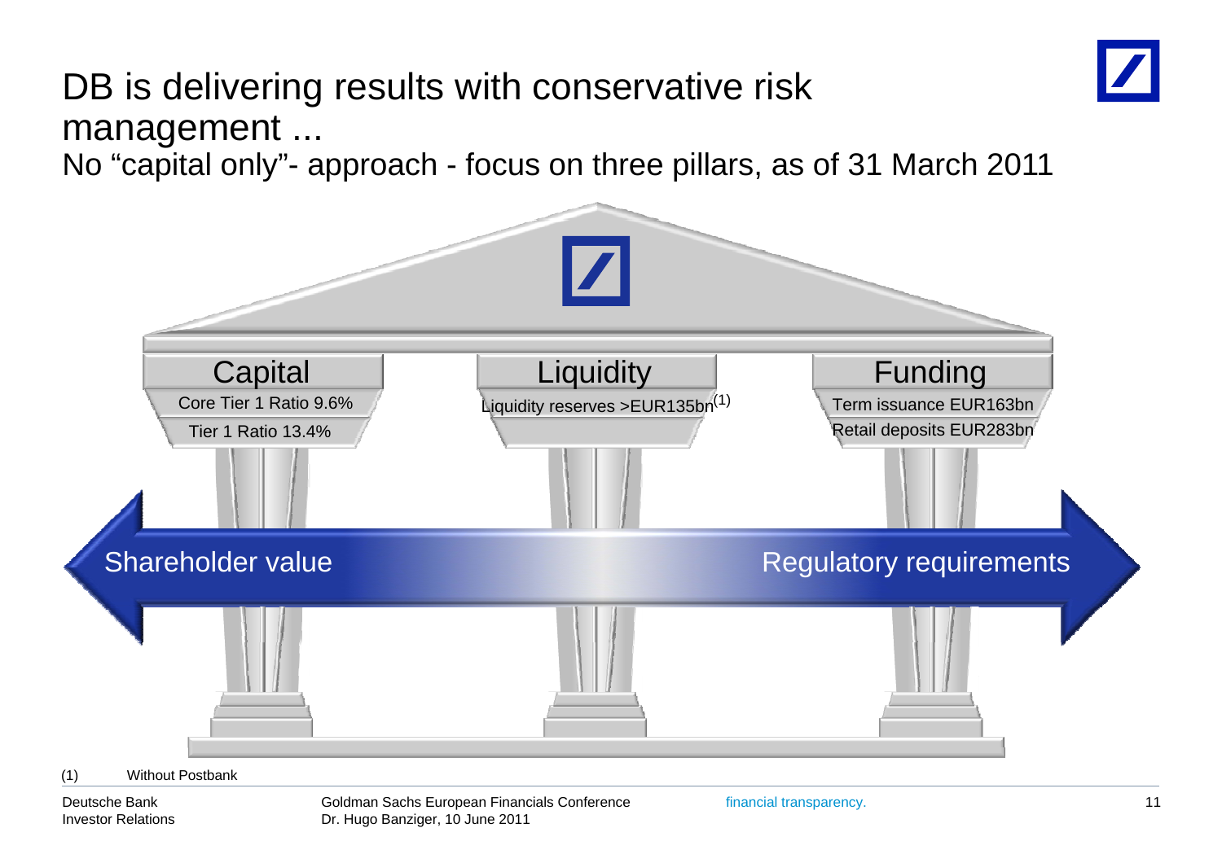# DB is delivering results with conservative risk management ...

No "capital only"- approach - focus on three pillars, as of 31 March 2011

## Capital

Core Tier 1 Ratio 9.6%

Tier 1 Ratio 13.4%

## Liquidity

Liquidity reserves >EUR135bn[1]

## Funding

Term issuance EUR163bn

Retail deposits EUR283bn

Shareholder value ⟷ Regulatory requirements

(1) Without Postbank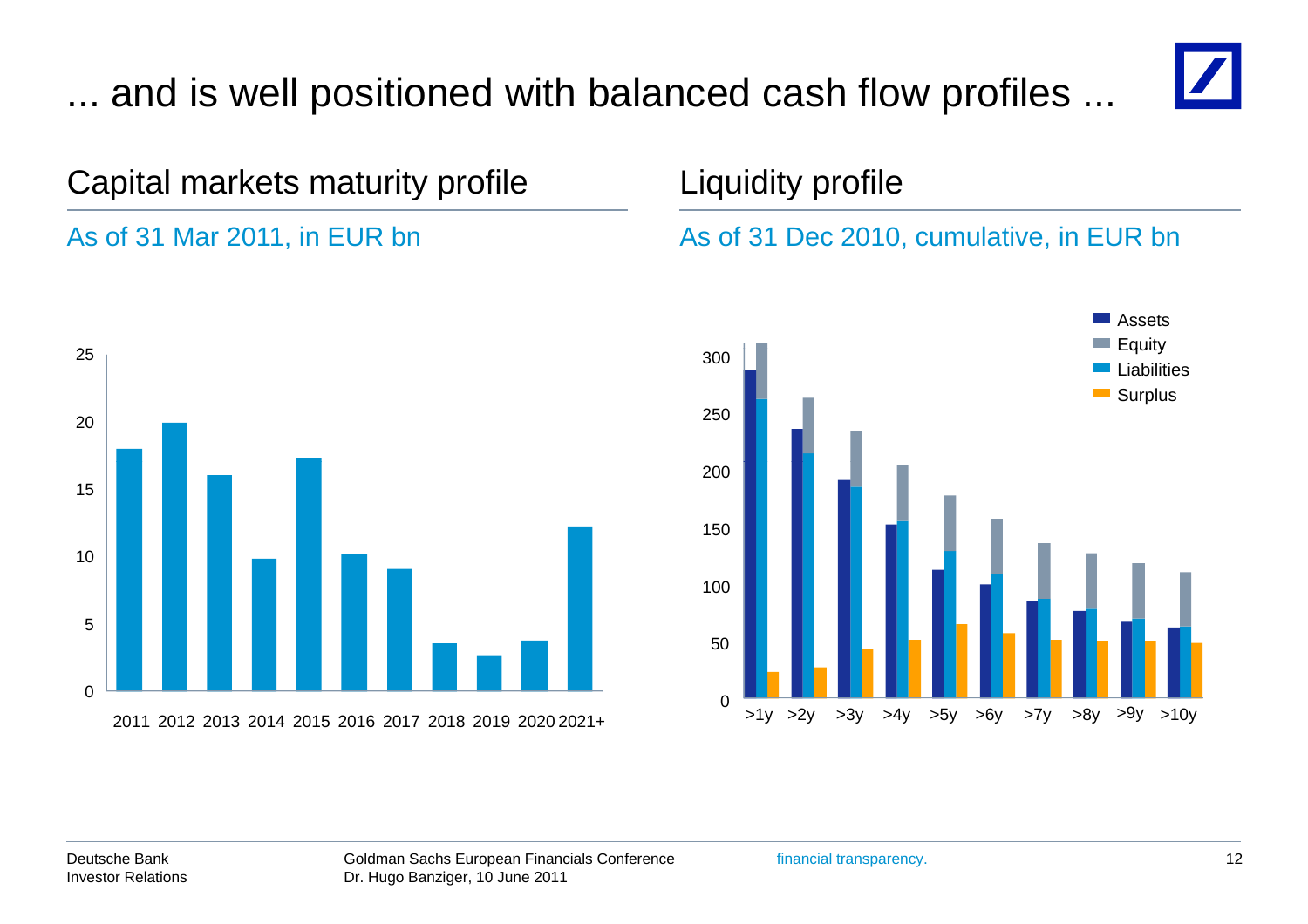# ... and is well positioned with balanced cash flow profiles ...

## Capital markets maturity profile

As of 31 Mar 2011, in EUR bn

| Year | EUR bn (approx.) |
|---|---|
| 2011 | 18 |
| 2012 | 20 |
| 2013 | 16 |
| 2014 | 10 |
| 2015 | 17 |
| 2016 | 10 |
| 2017 | 9 |
| 2018 | 3.5 |
| 2019 | 2.5 |
| 2020 | 3.5 |
| 2021+ | 12 |

## Liquidity profile

As of 31 Dec 2010, cumulative, in EUR bn

| | Assets | Equity | Liabilities | Surplus |
|---|---|---|---|---|
| >1y | 288 | 312 | 263 | 23 |
| >2y | 237 | 264 | 216 | 27 |
| >3y | 192 | 235 | 186 | 44 |
| >4y | 153 | 205 | 157 | 52 |
| >5y | 113 | 179 | 131 | 66 |
| >6y | 101 | 159 | 110 | 57 |
| >7y | 86 | 137 | 88 | 52 |
| >8y | 77 | 128 | 79 | 51 |
| >9y | 69 | 120 | 71 | 50 |
| >10y | 63 | 112 | 64 | 49 |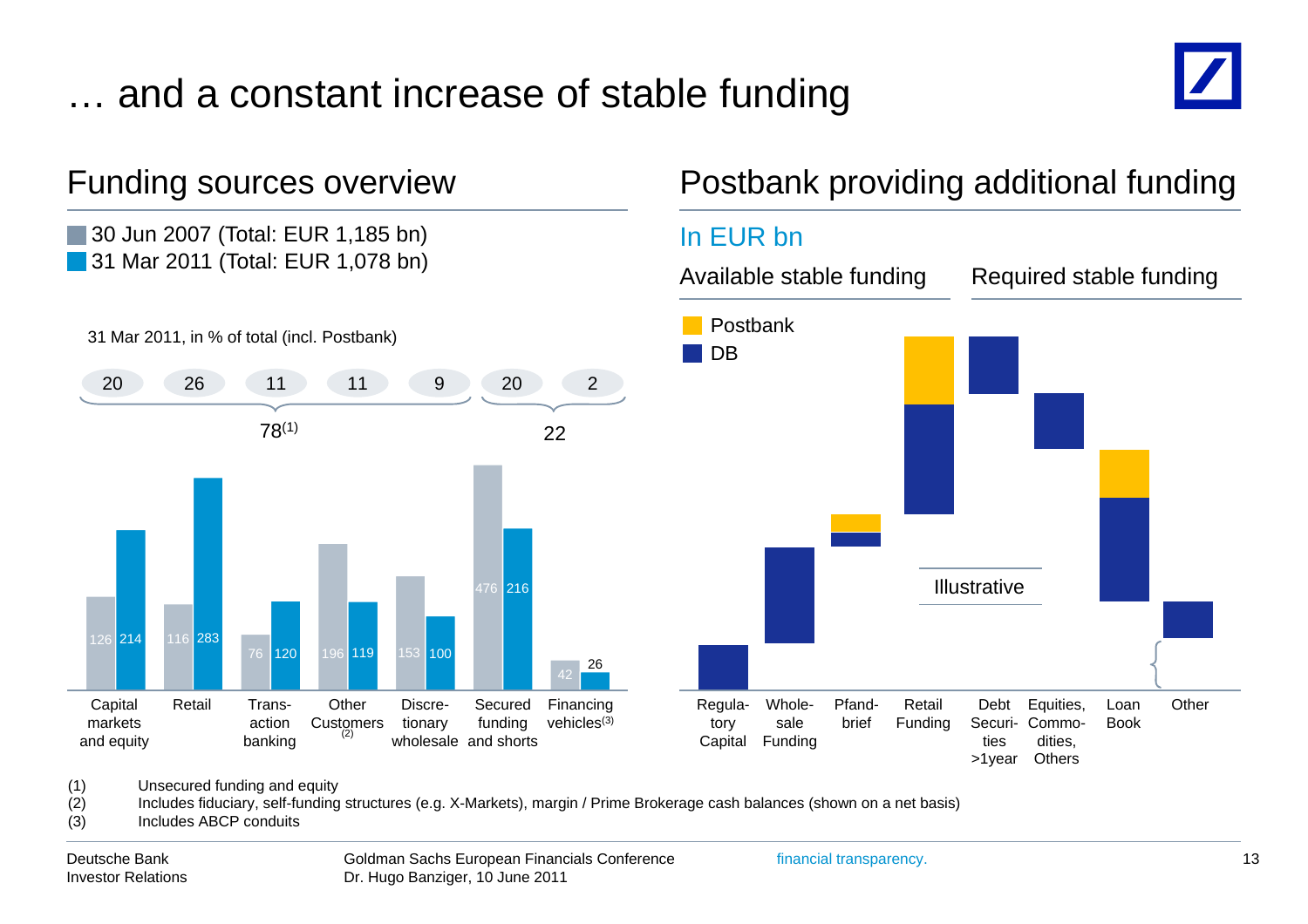# … and a constant increase of stable funding

## Funding sources overview

- 30 Jun 2007 (Total: EUR 1,185 bn)
- 31 Mar 2011 (Total: EUR 1,078 bn)

31 Mar 2011, in % of total (incl. Postbank)

| | Capital markets and equity | Retail | Transaction banking | Other Customers[2] | Discretionary wholesale | Secured funding and shorts | Financing vehicles[3] |
|---|---|---|---|---|---|---|---|
| % of total (31 Mar 2011) | 20 | 26 | 11 | 11 | 9 | 20 | 2 |
| 30 Jun 2007 | 126 | 116 | 76 | 196 | 153 | 476 | 42 |
| 31 Mar 2011 | 214 | 283 | 120 | 119 | 100 | 216 | 26 |

78[1] (Capital markets and equity through Discretionary wholesale) | 22 (Secured funding and shorts, Financing vehicles)

## Postbank providing additional funding

In EUR bn

Available stable funding | Required stable funding

- Postbank
- DB

Regulatory Capital | Wholesale Funding | Pfandbrief | Retail Funding | Debt Securities >1year | Equities, Commodities, Others | Loan Book | Other

Illustrative

(1) Unsecured funding and equity
(2) Includes fiduciary, self-funding structures (e.g. X-Markets), margin / Prime Brokerage cash balances (shown on a net basis)
(3) Includes ABCP conduits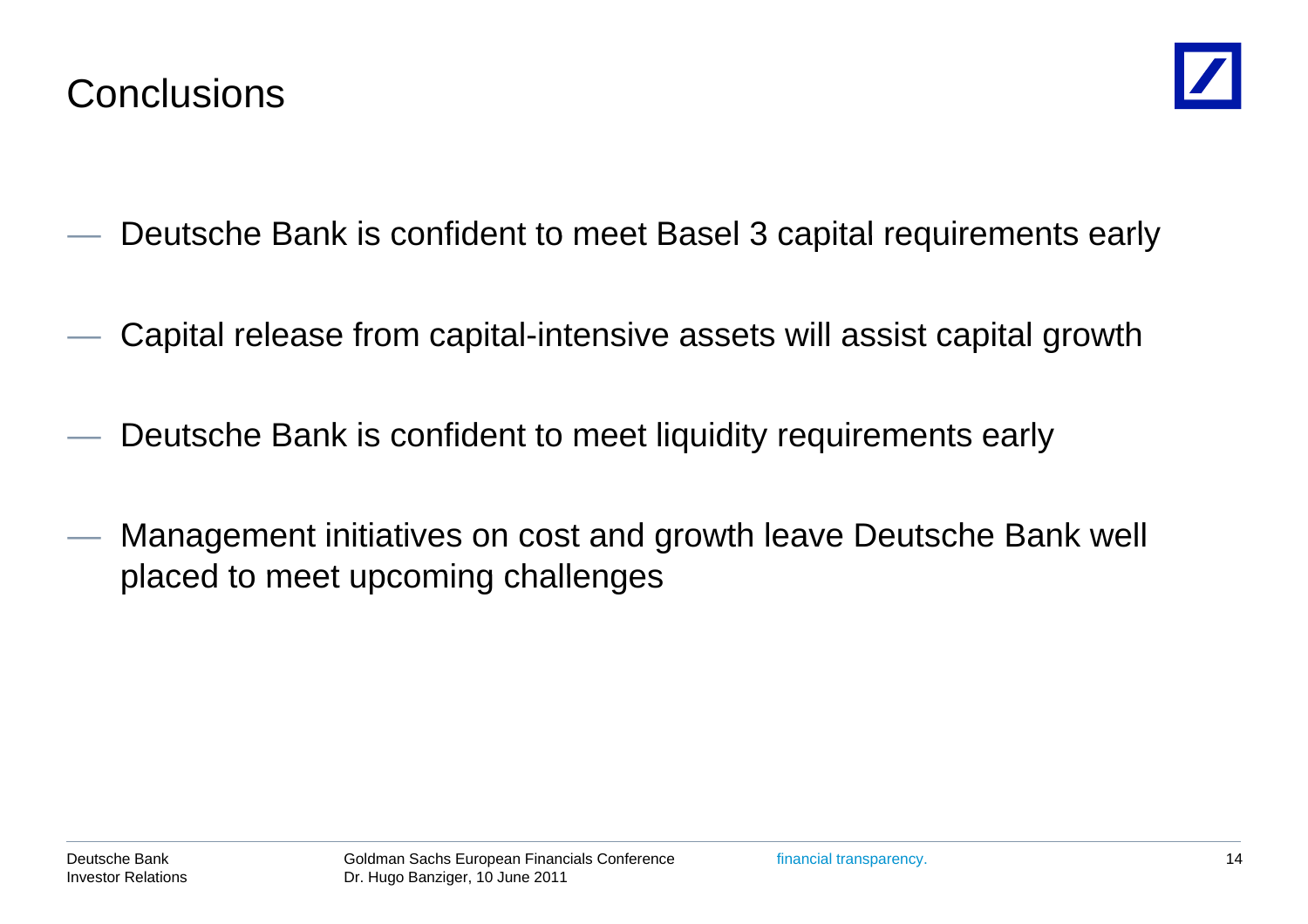# Conclusions

- Deutsche Bank is confident to meet Basel 3 capital requirements early
- Capital release from capital-intensive assets will assist capital growth
- Deutsche Bank is confident to meet liquidity requirements early
- Management initiatives on cost and growth leave Deutsche Bank well placed to meet upcoming challenges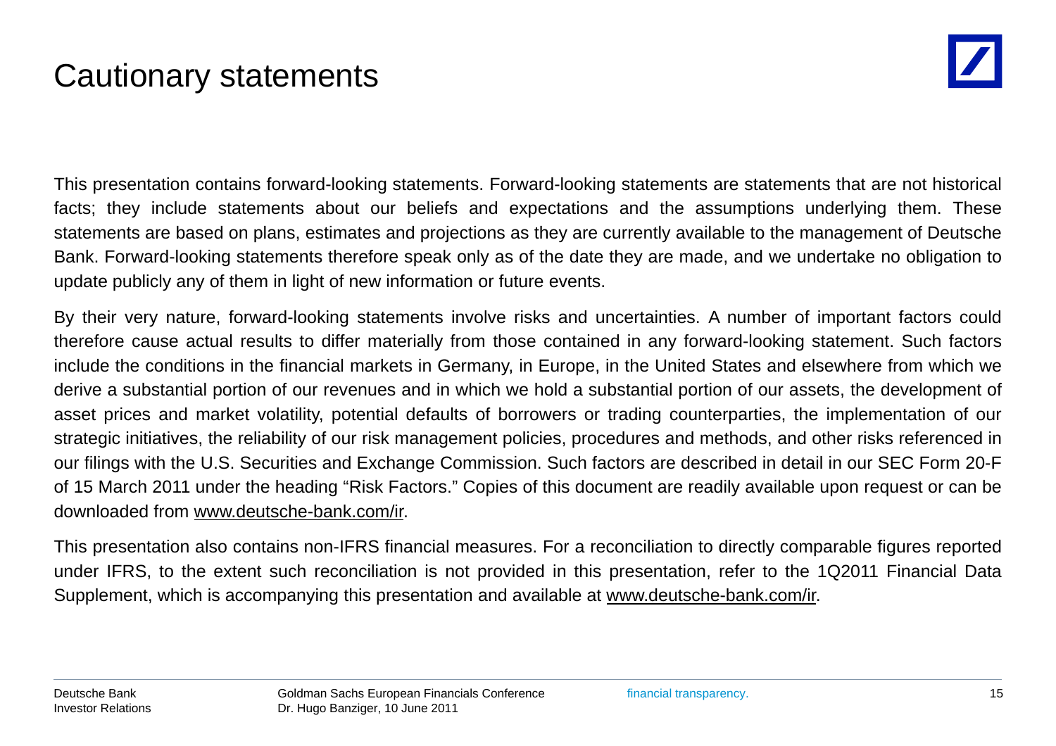# Cautionary statements

This presentation contains forward-looking statements. Forward-looking statements are statements that are not historical facts; they include statements about our beliefs and expectations and the assumptions underlying them. These statements are based on plans, estimates and projections as they are currently available to the management of Deutsche Bank. Forward-looking statements therefore speak only as of the date they are made, and we undertake no obligation to update publicly any of them in light of new information or future events.

By their very nature, forward-looking statements involve risks and uncertainties. A number of important factors could therefore cause actual results to differ materially from those contained in any forward-looking statement. Such factors include the conditions in the financial markets in Germany, in Europe, in the United States and elsewhere from which we derive a substantial portion of our revenues and in which we hold a substantial portion of our assets, the development of asset prices and market volatility, potential defaults of borrowers or trading counterparties, the implementation of our strategic initiatives, the reliability of our risk management policies, procedures and methods, and other risks referenced in our filings with the U.S. Securities and Exchange Commission. Such factors are described in detail in our SEC Form 20-F of 15 March 2011 under the heading "Risk Factors." Copies of this document are readily available upon request or can be downloaded from www.deutsche-bank.com/ir.

This presentation also contains non-IFRS financial measures. For a reconciliation to directly comparable figures reported under IFRS, to the extent such reconciliation is not provided in this presentation, refer to the 1Q2011 Financial Data Supplement, which is accompanying this presentation and available at www.deutsche-bank.com/ir.